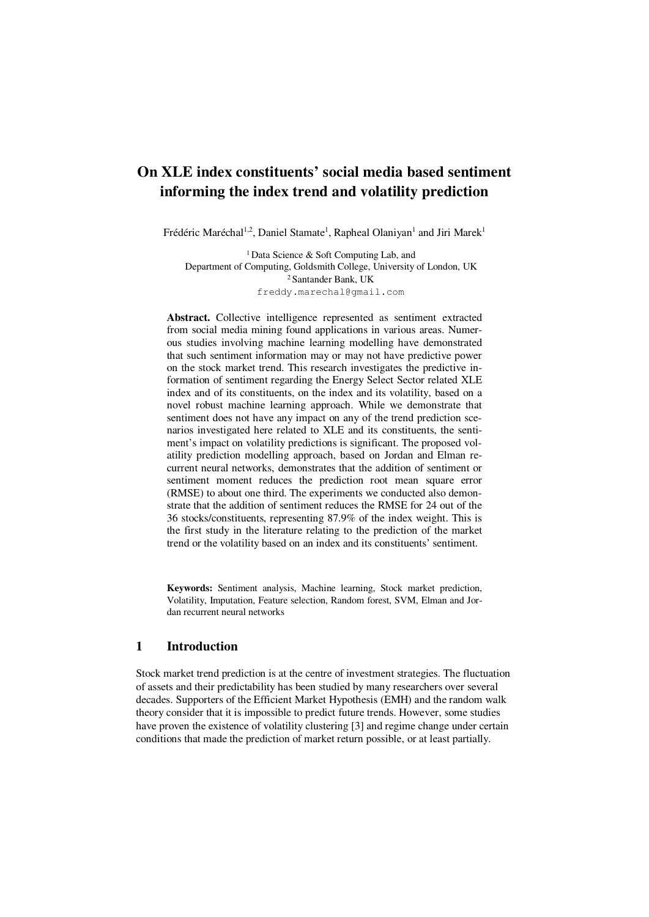# On XLE index constituents' social media based sentiment informing the index trend and volatility prediction

Frédéric Maréchal[1,2], Daniel Stamate[1], Rapheal Olaniyan[1] and Jiri Marek[1]

[1] Data Science & Soft Computing Lab, and
Department of Computing, Goldsmith College, University of London, UK
[2] Santander Bank, UK
freddy.marechal@gmail.com

**Abstract.** Collective intelligence represented as sentiment extracted from social media mining found applications in various areas. Numerous studies involving machine learning modelling have demonstrated that such sentiment information may or may not have predictive power on the stock market trend. This research investigates the predictive information of sentiment regarding the Energy Select Sector related XLE index and of its constituents, on the index and its volatility, based on a novel robust machine learning approach. While we demonstrate that sentiment does not have any impact on any of the trend prediction scenarios investigated here related to XLE and its constituents, the sentiment's impact on volatility predictions is significant. The proposed volatility prediction modelling approach, based on Jordan and Elman recurrent neural networks, demonstrates that the addition of sentiment or sentiment moment reduces the prediction root mean square error (RMSE) to about one third. The experiments we conducted also demonstrate that the addition of sentiment reduces the RMSE for 24 out of the 36 stocks/constituents, representing 87.9% of the index weight. This is the first study in the literature relating to the prediction of the market trend or the volatility based on an index and its constituents' sentiment.

**Keywords:** Sentiment analysis, Machine learning, Stock market prediction, Volatility, Imputation, Feature selection, Random forest, SVM, Elman and Jordan recurrent neural networks

## 1 Introduction

Stock market trend prediction is at the centre of investment strategies. The fluctuation of assets and their predictability has been studied by many researchers over several decades. Supporters of the Efficient Market Hypothesis (EMH) and the random walk theory consider that it is impossible to predict future trends. However, some studies have proven the existence of volatility clustering [3] and regime change under certain conditions that made the prediction of market return possible, or at least partially.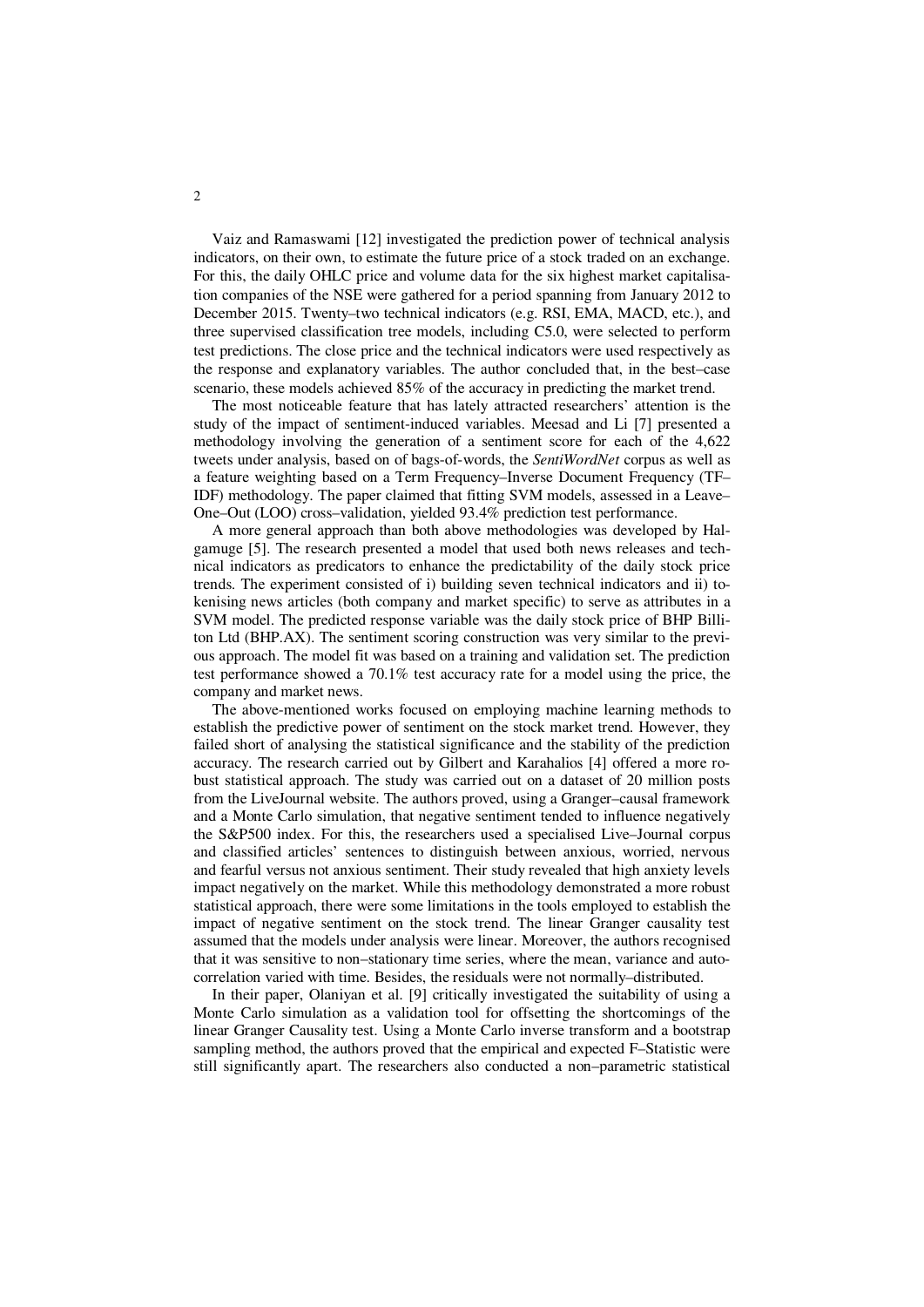Vaiz and Ramaswami [12] investigated the prediction power of technical analysis indicators, on their own, to estimate the future price of a stock traded on an exchange. For this, the daily OHLC price and volume data for the six highest market capitalisation companies of the NSE were gathered for a period spanning from January 2012 to December 2015. Twenty–two technical indicators (e.g. RSI, EMA, MACD, etc.), and three supervised classification tree models, including C5.0, were selected to perform test predictions. The close price and the technical indicators were used respectively as the response and explanatory variables. The author concluded that, in the best–case scenario, these models achieved 85% of the accuracy in predicting the market trend.

The most noticeable feature that has lately attracted researchers' attention is the study of the impact of sentiment-induced variables. Meesad and Li [7] presented a methodology involving the generation of a sentiment score for each of the 4,622 tweets under analysis, based on of bags-of-words, the *SentiWordNet* corpus as well as a feature weighting based on a Term Frequency–Inverse Document Frequency (TF–IDF) methodology. The paper claimed that fitting SVM models, assessed in a Leave–One–Out (LOO) cross–validation, yielded 93.4% prediction test performance.

A more general approach than both above methodologies was developed by Halgamuge [5]. The research presented a model that used both news releases and technical indicators as predicators to enhance the predictability of the daily stock price trends. The experiment consisted of i) building seven technical indicators and ii) tokenising news articles (both company and market specific) to serve as attributes in a SVM model. The predicted response variable was the daily stock price of BHP Billiton Ltd (BHP.AX). The sentiment scoring construction was very similar to the previous approach. The model fit was based on a training and validation set. The prediction test performance showed a 70.1% test accuracy rate for a model using the price, the company and market news.

The above-mentioned works focused on employing machine learning methods to establish the predictive power of sentiment on the stock market trend. However, they failed short of analysing the statistical significance and the stability of the prediction accuracy. The research carried out by Gilbert and Karahalios [4] offered a more robust statistical approach. The study was carried out on a dataset of 20 million posts from the LiveJournal website. The authors proved, using a Granger–causal framework and a Monte Carlo simulation, that negative sentiment tended to influence negatively the S&P500 index. For this, the researchers used a specialised Live–Journal corpus and classified articles' sentences to distinguish between anxious, worried, nervous and fearful versus not anxious sentiment. Their study revealed that high anxiety levels impact negatively on the market. While this methodology demonstrated a more robust statistical approach, there were some limitations in the tools employed to establish the impact of negative sentiment on the stock trend. The linear Granger causality test assumed that the models under analysis were linear. Moreover, the authors recognised that it was sensitive to non–stationary time series, where the mean, variance and autocorrelation varied with time. Besides, the residuals were not normally–distributed.

In their paper, Olaniyan et al. [9] critically investigated the suitability of using a Monte Carlo simulation as a validation tool for offsetting the shortcomings of the linear Granger Causality test. Using a Monte Carlo inverse transform and a bootstrap sampling method, the authors proved that the empirical and expected F–Statistic were still significantly apart. The researchers also conducted a non–parametric statistical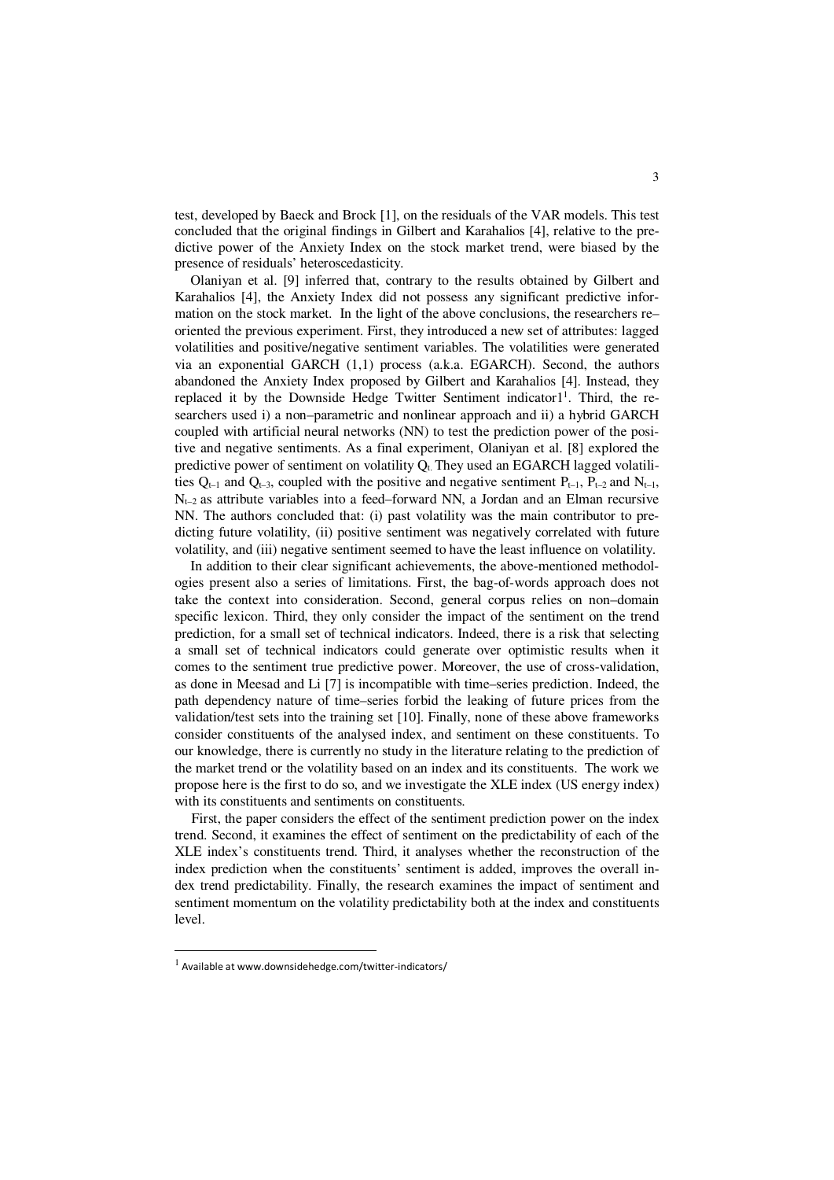test, developed by Baeck and Brock [1], on the residuals of the VAR models. This test concluded that the original findings in Gilbert and Karahalios [4], relative to the predictive power of the Anxiety Index on the stock market trend, were biased by the presence of residuals' heteroscedasticity.

Olaniyan et al. [9] inferred that, contrary to the results obtained by Gilbert and Karahalios [4], the Anxiety Index did not possess any significant predictive information on the stock market. In the light of the above conclusions, the researchers re–oriented the previous experiment. First, they introduced a new set of attributes: lagged volatilities and positive/negative sentiment variables. The volatilities were generated via an exponential GARCH (1,1) process (a.k.a. EGARCH). Second, the authors abandoned the Anxiety Index proposed by Gilbert and Karahalios [4]. Instead, they replaced it by the Downside Hedge Twitter Sentiment indicator1[1]. Third, the researchers used i) a non–parametric and nonlinear approach and ii) a hybrid GARCH coupled with artificial neural networks (NN) to test the prediction power of the positive and negative sentiments. As a final experiment, Olaniyan et al. [8] explored the predictive power of sentiment on volatility $Q_t$. They used an EGARCH lagged volatilities $Q_{t-1}$ and $Q_{t-3}$, coupled with the positive and negative sentiment $P_{t-1}$, $P_{t-2}$ and $N_{t-1}$, $N_{t-2}$ as attribute variables into a feed–forward NN, a Jordan and an Elman recursive NN. The authors concluded that: (i) past volatility was the main contributor to predicting future volatility, (ii) positive sentiment was negatively correlated with future volatility, and (iii) negative sentiment seemed to have the least influence on volatility.

In addition to their clear significant achievements, the above-mentioned methodologies present also a series of limitations. First, the bag-of-words approach does not take the context into consideration. Second, general corpus relies on non–domain specific lexicon. Third, they only consider the impact of the sentiment on the trend prediction, for a small set of technical indicators. Indeed, there is a risk that selecting a small set of technical indicators could generate over optimistic results when it comes to the sentiment true predictive power. Moreover, the use of cross-validation, as done in Meesad and Li [7] is incompatible with time–series prediction. Indeed, the path dependency nature of time–series forbid the leaking of future prices from the validation/test sets into the training set [10]. Finally, none of these above frameworks consider constituents of the analysed index, and sentiment on these constituents. To our knowledge, there is currently no study in the literature relating to the prediction of the market trend or the volatility based on an index and its constituents. The work we propose here is the first to do so, and we investigate the XLE index (US energy index) with its constituents and sentiments on constituents.

First, the paper considers the effect of the sentiment prediction power on the index trend. Second, it examines the effect of sentiment on the predictability of each of the XLE index's constituents trend. Third, it analyses whether the reconstruction of the index prediction when the constituents' sentiment is added, improves the overall index trend predictability. Finally, the research examines the impact of sentiment and sentiment momentum on the volatility predictability both at the index and constituents level.

---

[1] Available at www.downsidehedge.com/twitter-indicators/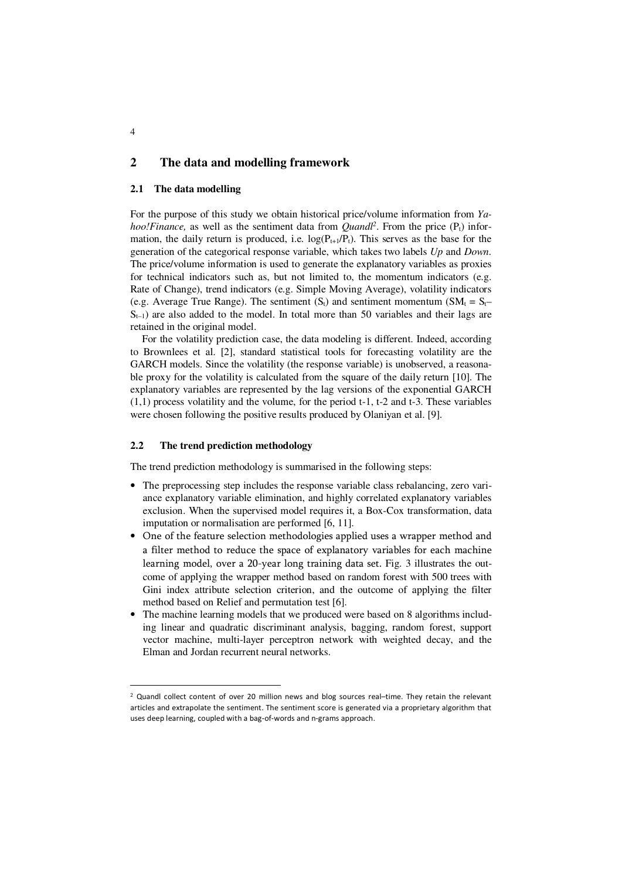## 2 The data and modelling framework

### 2.1 The data modelling

For the purpose of this study we obtain historical price/volume information from *Yahoo!Finance,* as well as the sentiment data from *Quandl*[2]. From the price ($P_t$) information, the daily return is produced, i.e. $\log(P_{t+1}/P_t)$. This serves as the base for the generation of the categorical response variable, which takes two labels *Up* and *Down*. The price/volume information is used to generate the explanatory variables as proxies for technical indicators such as, but not limited to, the momentum indicators (e.g. Rate of Change), trend indicators (e.g. Simple Moving Average), volatility indicators (e.g. Average True Range). The sentiment ($S_t$) and sentiment momentum ($SM_t = S_t - S_{t-1}$) are also added to the model. In total more than 50 variables and their lags are retained in the original model.

For the volatility prediction case, the data modeling is different. Indeed, according to Brownlees et al. [2], standard statistical tools for forecasting volatility are the GARCH models. Since the volatility (the response variable) is unobserved, a reasonable proxy for the volatility is calculated from the square of the daily return [10]. The explanatory variables are represented by the lag versions of the exponential GARCH (1,1) process volatility and the volume, for the period t-1, t-2 and t-3. These variables were chosen following the positive results produced by Olaniyan et al. [9].

### 2.2 The trend prediction methodology

The trend prediction methodology is summarised in the following steps:

- The preprocessing step includes the response variable class rebalancing, zero variance explanatory variable elimination, and highly correlated explanatory variables exclusion. When the supervised model requires it, a Box-Cox transformation, data imputation or normalisation are performed [6, 11].
- One of the feature selection methodologies applied uses a wrapper method and a filter method to reduce the space of explanatory variables for each machine learning model, over a 20-year long training data set. Fig. 3 illustrates the outcome of applying the wrapper method based on random forest with 500 trees with Gini index attribute selection criterion, and the outcome of applying the filter method based on Relief and permutation test [6].
- The machine learning models that we produced were based on 8 algorithms including linear and quadratic discriminant analysis, bagging, random forest, support vector machine, multi-layer perceptron network with weighted decay, and the Elman and Jordan recurrent neural networks.

---

[2] Quandl collect content of over 20 million news and blog sources real–time. They retain the relevant articles and extrapolate the sentiment. The sentiment score is generated via a proprietary algorithm that uses deep learning, coupled with a bag-of-words and n-grams approach.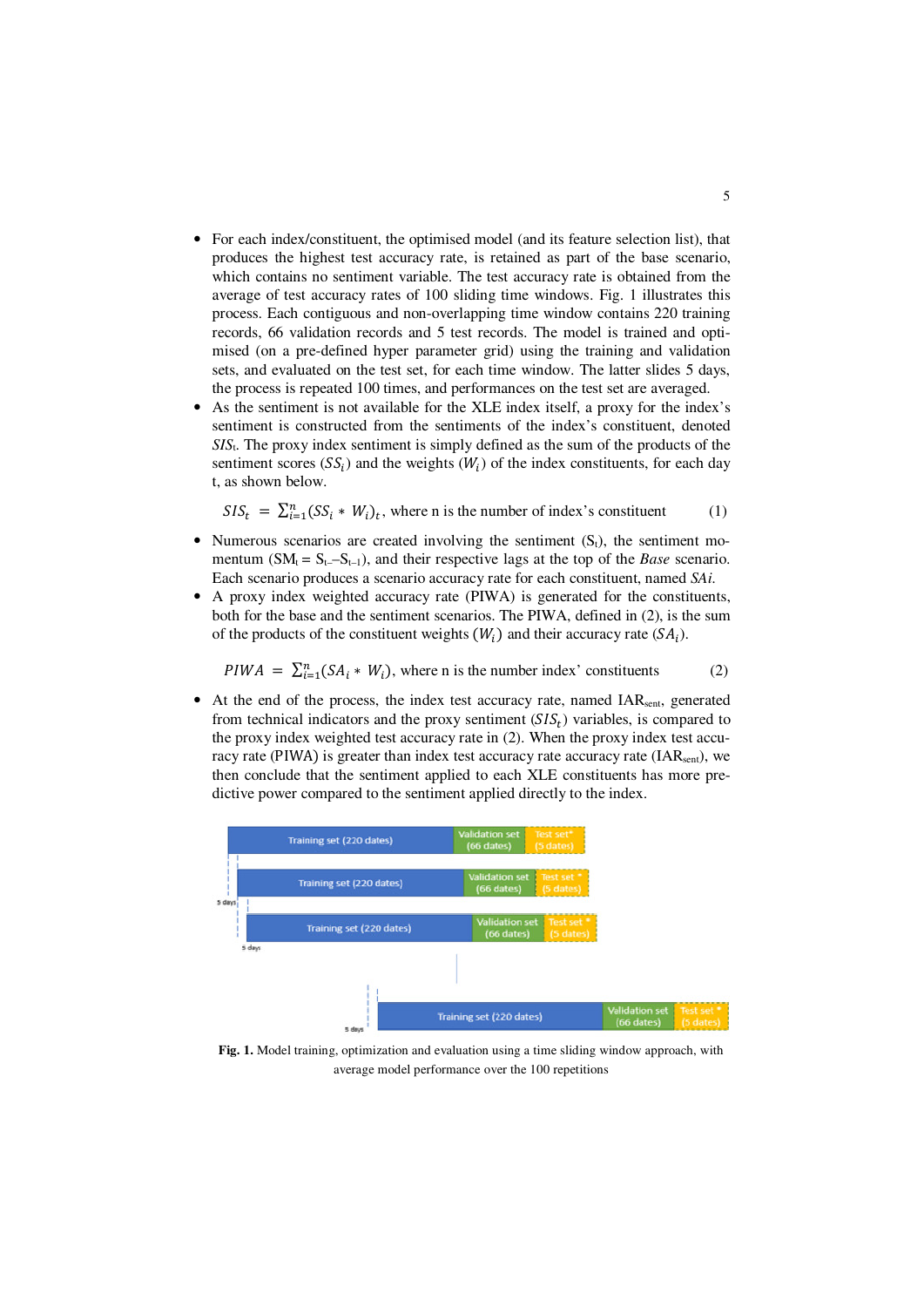- For each index/constituent, the optimised model (and its feature selection list), that produces the highest test accuracy rate, is retained as part of the base scenario, which contains no sentiment variable. The test accuracy rate is obtained from the average of test accuracy rates of 100 sliding time windows. Fig. 1 illustrates this process. Each contiguous and non-overlapping time window contains 220 training records, 66 validation records and 5 test records. The model is trained and optimised (on a pre-defined hyper parameter grid) using the training and validation sets, and evaluated on the test set, for each time window. The latter slides 5 days, the process is repeated 100 times, and performances on the test set are averaged.
- As the sentiment is not available for the XLE index itself, a proxy for the index's sentiment is constructed from the sentiments of the index's constituent, denoted *SIS*$_t$. The proxy index sentiment is simply defined as the sum of the products of the sentiment scores ($SS_i$) and the weights ($W_i$) of the index constituents, for each day t, as shown below.

$$SIS_t = \sum_{i=1}^{n}(SS_i * W_i)_t, \text{ where n is the number of index's constituent} \quad (1)$$

- Numerous scenarios are created involving the sentiment ($S_t$), the sentiment momentum ($SM_t = S_t - S_{t-1}$), and their respective lags at the top of the *Base* scenario. Each scenario produces a scenario accuracy rate for each constituent, named *SAi.*
- A proxy index weighted accuracy rate (PIWA) is generated for the constituents, both for the base and the sentiment scenarios. The PIWA, defined in (2), is the sum of the products of the constituent weights ($W_i$) and their accuracy rate ($SA_i$).

$$PIWA = \sum_{i=1}^{n}(SA_i * W_i), \text{ where n is the number index' constituents} \quad (2)$$

- At the end of the process, the index test accuracy rate, named $IAR_{sent}$, generated from technical indicators and the proxy sentiment ($SIS_t$) variables, is compared to the proxy index weighted test accuracy rate in (2). When the proxy index test accuracy rate (PIWA) is greater than index test accuracy rate accuracy rate ($IAR_{sent}$), we then conclude that the sentiment applied to each XLE constituents has more predictive power compared to the sentiment applied directly to the index.

**Fig. 1.** Model training, optimization and evaluation using a time sliding window approach, with average model performance over the 100 repetitions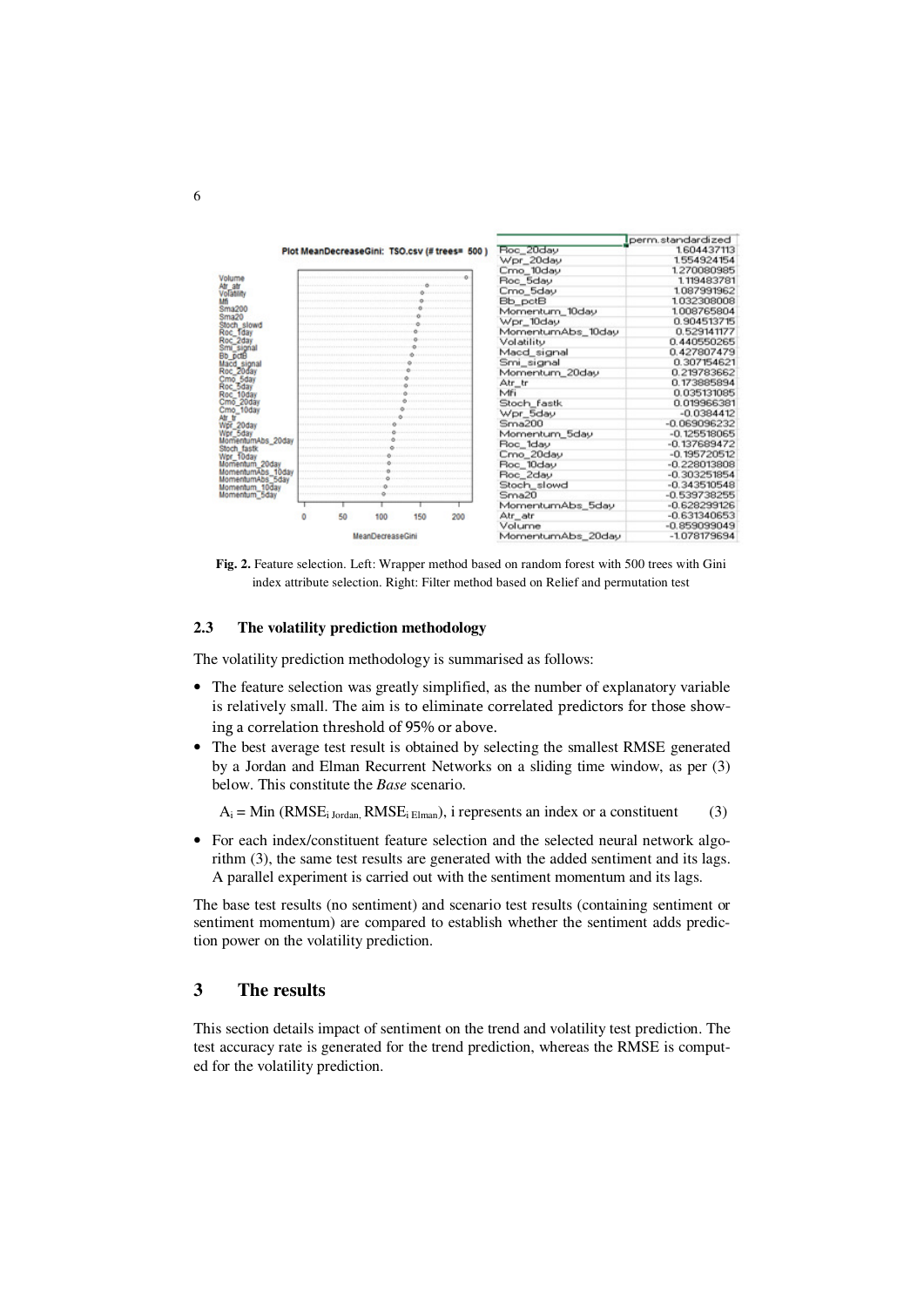| | perm.standardized |
|---|---|
| Roc_20day | 1.604437113 |
| Wpr_20day | 1.554924154 |
| Cmo_10day | 1.270080985 |
| Roc_5day | 1.119483781 |
| Cmo_5day | 1.087991962 |
| Bb_pctB | 1.032308008 |
| Momentum_10day | 1.008765804 |
| Wpr_10day | 0.904513715 |
| MomentumAbs_10day | 0.529141177 |
| Volatility | 0.440550265 |
| Macd_signal | 0.427807479 |
| Smi_signal | 0.307154621 |
| Momentum_20day | 0.219783662 |
| Atr_tr | 0.173885894 |
| Mfi | 0.035131085 |
| Stoch_fastk | 0.019966381 |
| Wpr_5day | -0.0384412 |
| Sma200 | -0.069096232 |
| Momentum_5day | -0.125518065 |
| Roc_1day | -0.137689472 |
| Cmo_20day | -0.195720512 |
| Roc_10day | -0.228013808 |
| Roc_2day | -0.303251854 |
| Stoch_slowd | -0.343510548 |
| Sma20 | -0.539738255 |
| MomentumAbs_5day | -0.628299126 |
| Atr_atr | -0.631340653 |
| Volume | -0.859099049 |
| MomentumAbs_20day | -1.078179694 |

**Fig. 2.** Feature selection. Left: Wrapper method based on random forest with 500 trees with Gini index attribute selection. Right: Filter method based on Relief and permutation test

### 2.3 The volatility prediction methodology

The volatility prediction methodology is summarised as follows:

- The feature selection was greatly simplified, as the number of explanatory variable is relatively small. The aim is to eliminate correlated predictors for those showing a correlation threshold of 95% or above.
- The best average test result is obtained by selecting the smallest RMSE generated by a Jordan and Elman Recurrent Networks on a sliding time window, as per (3) below. This constitute the *Base* scenario.

  $A_i = \text{Min}\,(\text{RMSE}_{i\ \text{Jordan}}, \text{RMSE}_{i\ \text{Elman}})$, i represents an index or a constituent (3)

- For each index/constituent feature selection and the selected neural network algorithm (3), the same test results are generated with the added sentiment and its lags. A parallel experiment is carried out with the sentiment momentum and its lags.

The base test results (no sentiment) and scenario test results (containing sentiment or sentiment momentum) are compared to establish whether the sentiment adds prediction power on the volatility prediction.

## 3 The results

This section details impact of sentiment on the trend and volatility test prediction. The test accuracy rate is generated for the trend prediction, whereas the RMSE is computed for the volatility prediction.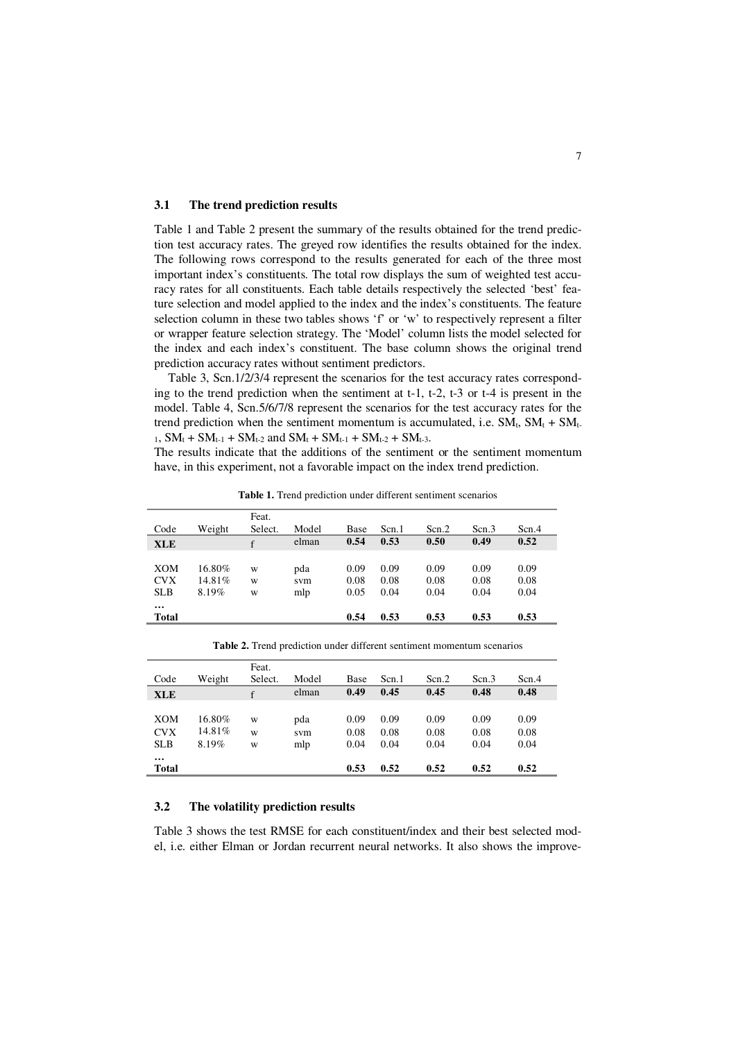### 3.1 The trend prediction results

Table 1 and Table 2 present the summary of the results obtained for the trend prediction test accuracy rates. The greyed row identifies the results obtained for the index. The following rows correspond to the results generated for each of the three most important index's constituents. The total row displays the sum of weighted test accuracy rates for all constituents. Each table details respectively the selected 'best' feature selection and model applied to the index and the index's constituents. The feature selection column in these two tables shows 'f' or 'w' to respectively represent a filter or wrapper feature selection strategy. The 'Model' column lists the model selected for the index and each index's constituent. The base column shows the original trend prediction accuracy rates without sentiment predictors.

Table 3, Scn.1/2/3/4 represent the scenarios for the test accuracy rates corresponding to the trend prediction when the sentiment at t-1, t-2, t-3 or t-4 is present in the model. Table 4, Scn.5/6/7/8 represent the scenarios for the test accuracy rates for the trend prediction when the sentiment momentum is accumulated, i.e. $SM_t$, $SM_t + SM_{t-1}$, $SM_t + SM_{t-1} + SM_{t-2}$ and $SM_t + SM_{t-1} + SM_{t-2} + SM_{t-3}$.

The results indicate that the additions of the sentiment or the sentiment momentum have, in this experiment, not a favorable impact on the index trend prediction.

**Table 1.** Trend prediction under different sentiment scenarios

| Code | Weight | Feat. Select. | Model | Base | Scn.1 | Scn.2 | Scn.3 | Scn.4 |
|---|---|---|---|---|---|---|---|---|
| **XLE** | | f | elman | **0.54** | **0.53** | **0.50** | **0.49** | **0.52** |
| XOM | 16.80% | w | pda | 0.09 | 0.09 | 0.09 | 0.09 | 0.09 |
| CVX | 14.81% | w | svm | 0.08 | 0.08 | 0.08 | 0.08 | 0.08 |
| SLB | 8.19% | w | mlp | 0.05 | 0.04 | 0.04 | 0.04 | 0.04 |
| **…** | | | | | | | | |
| **Total** | | | | **0.54** | **0.53** | **0.53** | **0.53** | **0.53** |

**Table 2.** Trend prediction under different sentiment momentum scenarios

| Code | Weight | Feat. Select. | Model | Base | Scn.1 | Scn.2 | Scn.3 | Scn.4 |
|---|---|---|---|---|---|---|---|---|
| **XLE** | | f | elman | **0.49** | **0.45** | **0.45** | **0.48** | **0.48** |
| XOM | 16.80% | w | pda | 0.09 | 0.09 | 0.09 | 0.09 | 0.09 |
| CVX | 14.81% | w | svm | 0.08 | 0.08 | 0.08 | 0.08 | 0.08 |
| SLB | 8.19% | w | mlp | 0.04 | 0.04 | 0.04 | 0.04 | 0.04 |
| **…** | | | | | | | | |
| **Total** | | | | **0.53** | **0.52** | **0.52** | **0.52** | **0.52** |

### 3.2 The volatility prediction results

Table 3 shows the test RMSE for each constituent/index and their best selected model, i.e. either Elman or Jordan recurrent neural networks. It also shows the improve-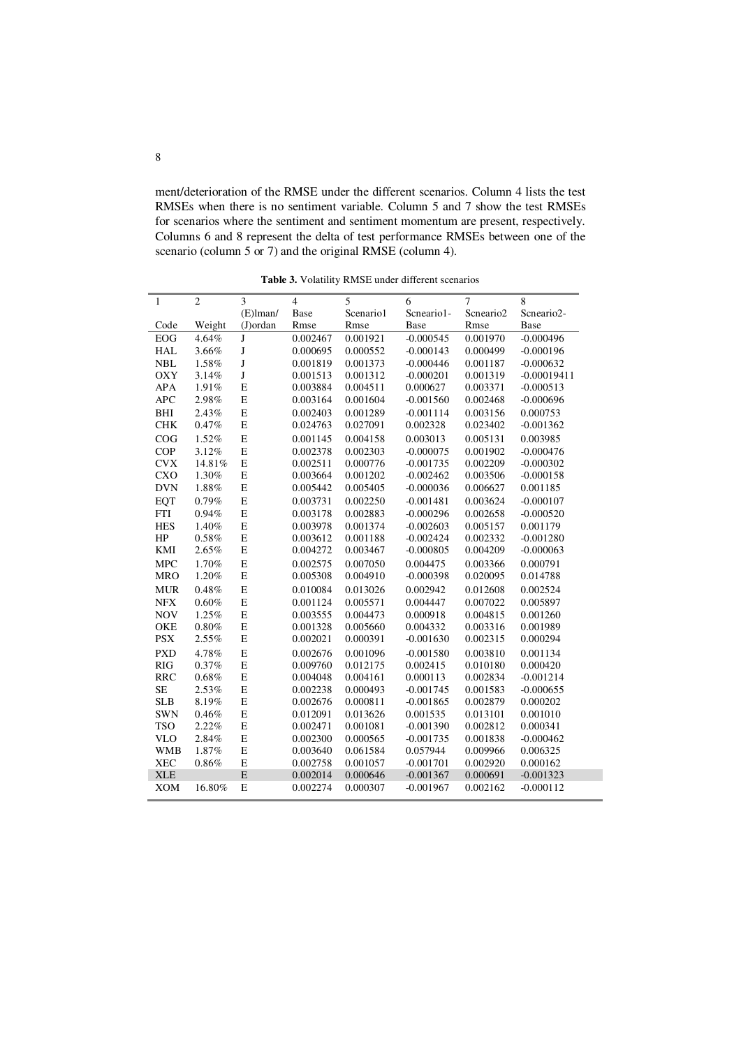ment/deterioration of the RMSE under the different scenarios. Column 4 lists the test RMSEs when there is no sentiment variable. Column 5 and 7 show the test RMSEs for scenarios where the sentiment and sentiment momentum are present, respectively. Columns 6 and 8 represent the delta of test performance RMSEs between one of the scenario (column 5 or 7) and the original RMSE (column 4).

**Table 3.** Volatility RMSE under different scenarios

| 1<br>Code | 2<br>Weight | 3<br>(E)lman/<br>(J)ordan | 4<br>Base<br>Rmse | 5<br>Scenario1<br>Rmse | 6<br>Scneario1-<br>Base | 7<br>Scneario2<br>Rmse | 8<br>Scneario2-<br>Base |
|---|---|---|---|---|---|---|---|
| EOG | 4.64% | J | 0.002467 | 0.001921 | -0.000545 | 0.001970 | -0.000496 |
| HAL | 3.66% | J | 0.000695 | 0.000552 | -0.000143 | 0.000499 | -0.000196 |
| NBL | 1.58% | J | 0.001819 | 0.001373 | -0.000446 | 0.001187 | -0.000632 |
| OXY | 3.14% | J | 0.001513 | 0.001312 | -0.000201 | 0.001319 | -0.00019411 |
| APA | 1.91% | E | 0.003884 | 0.004511 | 0.000627 | 0.003371 | -0.000513 |
| APC | 2.98% | E | 0.003164 | 0.001604 | -0.001560 | 0.002468 | -0.000696 |
| BHI | 2.43% | E | 0.002403 | 0.001289 | -0.001114 | 0.003156 | 0.000753 |
| CHK | 0.47% | E | 0.024763 | 0.027091 | 0.002328 | 0.023402 | -0.001362 |
| COG | 1.52% | E | 0.001145 | 0.004158 | 0.003013 | 0.005131 | 0.003985 |
| COP | 3.12% | E | 0.002378 | 0.002303 | -0.000075 | 0.001902 | -0.000476 |
| CVX | 14.81% | E | 0.002511 | 0.000776 | -0.001735 | 0.002209 | -0.000302 |
| CXO | 1.30% | E | 0.003664 | 0.001202 | -0.002462 | 0.003506 | -0.000158 |
| DVN | 1.88% | E | 0.005442 | 0.005405 | -0.000036 | 0.006627 | 0.001185 |
| EQT | 0.79% | E | 0.003731 | 0.002250 | -0.001481 | 0.003624 | -0.000107 |
| FTI | 0.94% | E | 0.003178 | 0.002883 | -0.000296 | 0.002658 | -0.000520 |
| HES | 1.40% | E | 0.003978 | 0.001374 | -0.002603 | 0.005157 | 0.001179 |
| HP | 0.58% | E | 0.003612 | 0.001188 | -0.002424 | 0.002332 | -0.001280 |
| KMI | 2.65% | E | 0.004272 | 0.003467 | -0.000805 | 0.004209 | -0.000063 |
| MPC | 1.70% | E | 0.002575 | 0.007050 | 0.004475 | 0.003366 | 0.000791 |
| MRO | 1.20% | E | 0.005308 | 0.004910 | -0.000398 | 0.020095 | 0.014788 |
| MUR | 0.48% | E | 0.010084 | 0.013026 | 0.002942 | 0.012608 | 0.002524 |
| NFX | 0.60% | E | 0.001124 | 0.005571 | 0.004447 | 0.007022 | 0.005897 |
| NOV | 1.25% | E | 0.003555 | 0.004473 | 0.000918 | 0.004815 | 0.001260 |
| OKE | 0.80% | E | 0.001328 | 0.005660 | 0.004332 | 0.003316 | 0.001989 |
| PSX | 2.55% | E | 0.002021 | 0.000391 | -0.001630 | 0.002315 | 0.000294 |
| PXD | 4.78% | E | 0.002676 | 0.001096 | -0.001580 | 0.003810 | 0.001134 |
| RIG | 0.37% | E | 0.009760 | 0.012175 | 0.002415 | 0.010180 | 0.000420 |
| RRC | 0.68% | E | 0.004048 | 0.004161 | 0.000113 | 0.002834 | -0.001214 |
| SE | 2.53% | E | 0.002238 | 0.000493 | -0.001745 | 0.001583 | -0.000655 |
| SLB | 8.19% | E | 0.002676 | 0.000811 | -0.001865 | 0.002879 | 0.000202 |
| SWN | 0.46% | E | 0.012091 | 0.013626 | 0.001535 | 0.013101 | 0.001010 |
| TSO | 2.22% | E | 0.002471 | 0.001081 | -0.001390 | 0.002812 | 0.000341 |
| VLO | 2.84% | E | 0.002300 | 0.000565 | -0.001735 | 0.001838 | -0.000462 |
| WMB | 1.87% | E | 0.003640 | 0.061584 | 0.057944 | 0.009966 | 0.006325 |
| XEC | 0.86% | E | 0.002758 | 0.001057 | -0.001701 | 0.002920 | 0.000162 |
| XLE | | E | 0.002014 | 0.000646 | -0.001367 | 0.000691 | -0.001323 |
| XOM | 16.80% | E | 0.002274 | 0.000307 | -0.001967 | 0.002162 | -0.000112 |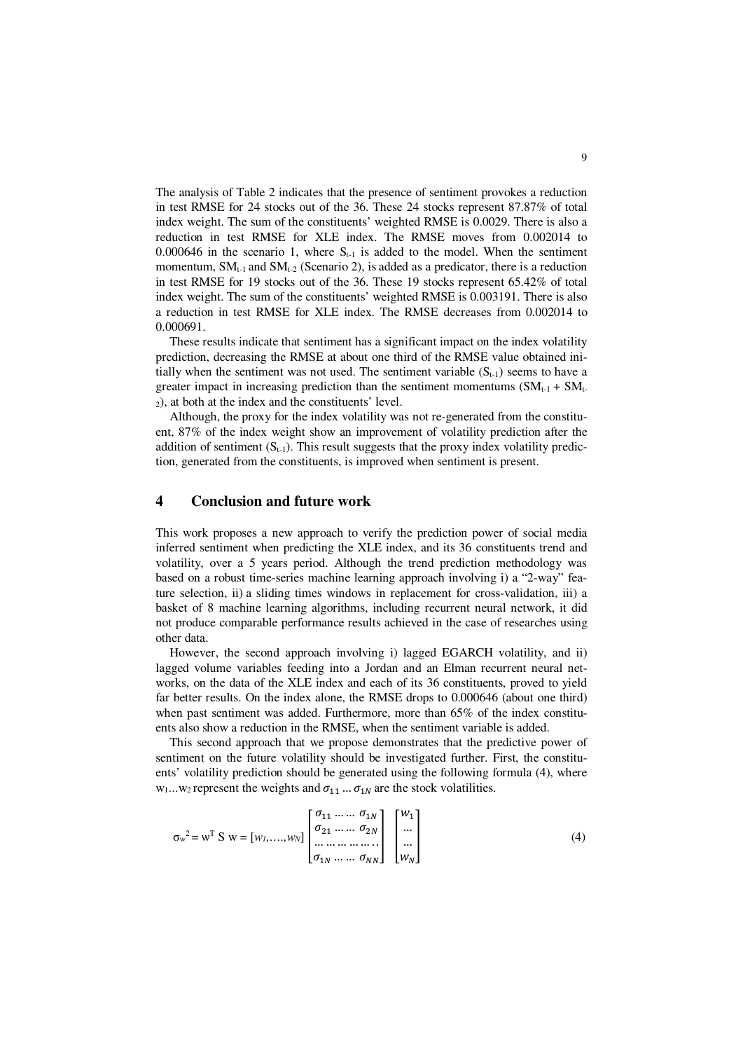The analysis of Table 2 indicates that the presence of sentiment provokes a reduction in test RMSE for 24 stocks out of the 36. These 24 stocks represent 87.87% of total index weight. The sum of the constituents' weighted RMSE is 0.0029. There is also a reduction in test RMSE for XLE index. The RMSE moves from 0.002014 to 0.000646 in the scenario 1, where $S_{t-1}$ is added to the model. When the sentiment momentum, $SM_{t-1}$ and $SM_{t-2}$ (Scenario 2), is added as a predicator, there is a reduction in test RMSE for 19 stocks out of the 36. These 19 stocks represent 65.42% of total index weight. The sum of the constituents' weighted RMSE is 0.003191. There is also a reduction in test RMSE for XLE index. The RMSE decreases from 0.002014 to 0.000691.

These results indicate that sentiment has a significant impact on the index volatility prediction, decreasing the RMSE at about one third of the RMSE value obtained initially when the sentiment was not used. The sentiment variable ($S_{t-1}$) seems to have a greater impact in increasing prediction than the sentiment momentums ($SM_{t-1}$ + $SM_{t-2}$), at both at the index and the constituents' level.

Although, the proxy for the index volatility was not re-generated from the constituent, 87% of the index weight show an improvement of volatility prediction after the addition of sentiment ($S_{t-1}$). This result suggests that the proxy index volatility prediction, generated from the constituents, is improved when sentiment is present.

## 4 Conclusion and future work

This work proposes a new approach to verify the prediction power of social media inferred sentiment when predicting the XLE index, and its 36 constituents trend and volatility, over a 5 years period. Although the trend prediction methodology was based on a robust time-series machine learning approach involving i) a "2-way" feature selection, ii) a sliding times windows in replacement for cross-validation, iii) a basket of 8 machine learning algorithms, including recurrent neural network, it did not produce comparable performance results achieved in the case of researches using other data.

However, the second approach involving i) lagged EGARCH volatility, and ii) lagged volume variables feeding into a Jordan and an Elman recurrent neural networks, on the data of the XLE index and each of its 36 constituents, proved to yield far better results. On the index alone, the RMSE drops to 0.000646 (about one third) when past sentiment was added. Furthermore, more than 65% of the index constituents also show a reduction in the RMSE, when the sentiment variable is added.

This second approach that we propose demonstrates that the predictive power of sentiment on the future volatility should be investigated further. First, the constituents' volatility prediction should be generated using the following formula (4), where $w_1 \ldots w_2$ represent the weights and $\sigma_{11} \ldots \sigma_{1N}$ are the stock volatilities.

$$\sigma_w^2 = w^T \, S \, w = [w_1, \ldots, w_N] \begin{bmatrix} \sigma_{11} \ldots \ldots \sigma_{1N} \\ \sigma_{21} \ldots \ldots \sigma_{2N} \\ \ldots \ldots \ldots \ldots \ldots \\ \sigma_{1N} \ldots \ldots \sigma_{NN} \end{bmatrix} \begin{bmatrix} w_1 \\ \ldots \\ \ldots \\ w_N \end{bmatrix} \tag{4}$$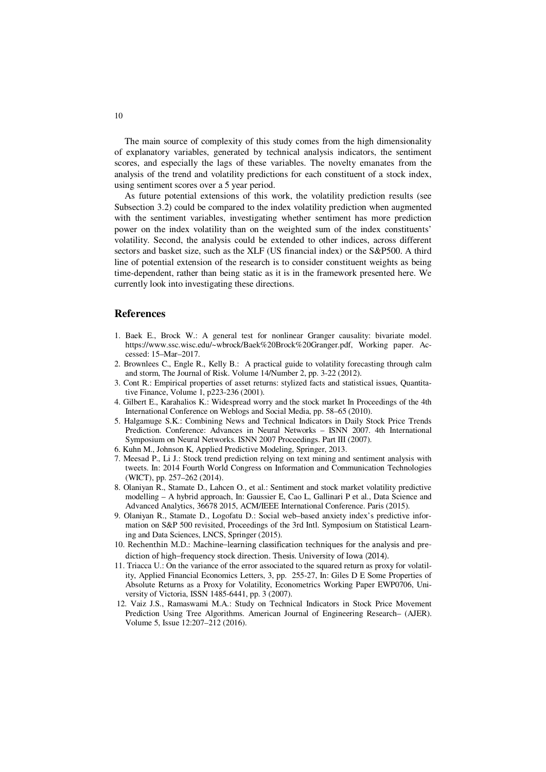The main source of complexity of this study comes from the high dimensionality of explanatory variables, generated by technical analysis indicators, the sentiment scores, and especially the lags of these variables. The novelty emanates from the analysis of the trend and volatility predictions for each constituent of a stock index, using sentiment scores over a 5 year period.

As future potential extensions of this work, the volatility prediction results (see Subsection 3.2) could be compared to the index volatility prediction when augmented with the sentiment variables, investigating whether sentiment has more prediction power on the index volatility than on the weighted sum of the index constituents' volatility. Second, the analysis could be extended to other indices, across different sectors and basket size, such as the XLF (US financial index) or the S&P500. A third line of potential extension of the research is to consider constituent weights as being time-dependent, rather than being static as it is in the framework presented here. We currently look into investigating these directions.

## References

1. Baek E., Brock W.: A general test for nonlinear Granger causality: bivariate model. https://www.ssc.wisc.edu/~wbrock/Baek%20Brock%20Granger.pdf, Working paper. Accessed: 15–Mar–2017.
2. Brownlees C., Engle R., Kelly B.: A practical guide to volatility forecasting through calm and storm, The Journal of Risk. Volume 14/Number 2, pp. 3-22 (2012).
3. Cont R.: Empirical properties of asset returns: stylized facts and statistical issues, Quantitative Finance, Volume 1, p223-236 (2001).
4. Gilbert E., Karahalios K.: Widespread worry and the stock market In Proceedings of the 4th International Conference on Weblogs and Social Media, pp. 58–65 (2010).
5. Halgamuge S.K.: Combining News and Technical Indicators in Daily Stock Price Trends Prediction. Conference: Advances in Neural Networks – ISNN 2007. 4th International Symposium on Neural Networks. ISNN 2007 Proceedings. Part III (2007).
6. Kuhn M., Johnson K, Applied Predictive Modeling, Springer, 2013.
7. Meesad P., Li J.: Stock trend prediction relying on text mining and sentiment analysis with tweets. In: 2014 Fourth World Congress on Information and Communication Technologies (WICT), pp. 257–262 (2014).
8. Olaniyan R., Stamate D., Lahcen O., et al.: Sentiment and stock market volatility predictive modelling – A hybrid approach, In: Gaussier E, Cao L, Gallinari P et al., Data Science and Advanced Analytics, 36678 2015, ACM/IEEE International Conference. Paris (2015).
9. Olaniyan R., Stamate D., Logofatu D.: Social web–based anxiety index's predictive information on S&P 500 revisited, Proceedings of the 3rd Intl. Symposium on Statistical Learning and Data Sciences, LNCS, Springer (2015).
10. Rechenthin M.D.: Machine–learning classification techniques for the analysis and prediction of high–frequency stock direction. Thesis. University of Iowa (2014).
11. Triacca U.: On the variance of the error associated to the squared return as proxy for volatility, Applied Financial Economics Letters, 3, pp. 255-27, In: Giles D E Some Properties of Absolute Returns as a Proxy for Volatility, Econometrics Working Paper EWP0706, University of Victoria, ISSN 1485-6441, pp. 3 (2007).
12. Vaiz J.S., Ramaswami M.A.: Study on Technical Indicators in Stock Price Movement Prediction Using Tree Algorithms. American Journal of Engineering Research– (AJER). Volume 5, Issue 12:207–212 (2016).